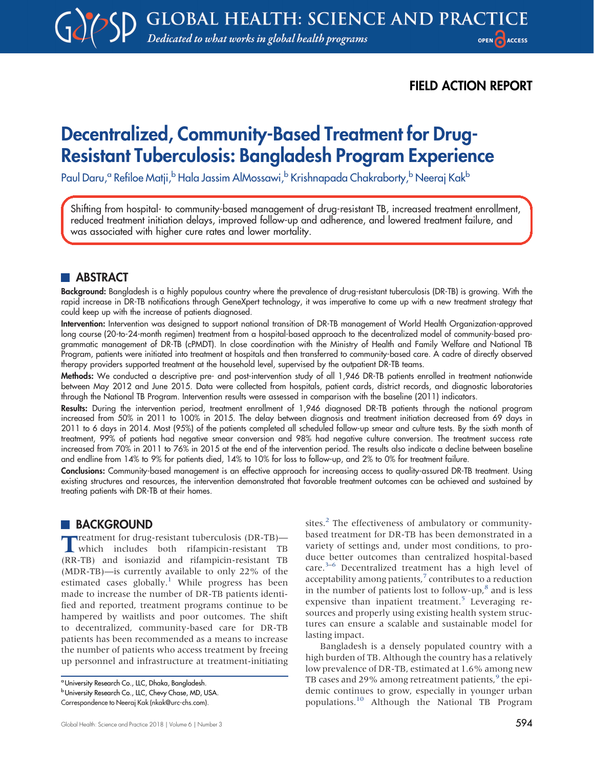FIELD ACTION REPORT

# Decentralized, Community-Based Treatment for Drug-Resistant Tuberculosis: Bangladesh Program Experience

Paul Daru,[a] Refiloe Matji,[b] Hala Jassim AlMossawi,[b] Krishnapada Chakraborty,[b] Neeraj Kak[b]

Shifting from hospital- to community-based management of drug-resistant TB, increased treatment enrollment, reduced treatment initiation delays, improved follow-up and adherence, and lowered treatment failure, and was associated with higher cure rates and lower mortality.

## ABSTRACT

**Background:** Bangladesh is a highly populous country where the prevalence of drug-resistant tuberculosis (DR-TB) is growing. With the rapid increase in DR-TB notifications through GeneXpert technology, it was imperative to come up with a new treatment strategy that could keep up with the increase of patients diagnosed.

**Intervention:** Intervention was designed to support national transition of DR-TB management of World Health Organization-approved long course (20-to-24-month regimen) treatment from a hospital-based approach to the decentralized model of community-based programmatic management of DR-TB (cPMDT). In close coordination with the Ministry of Health and Family Welfare and National TB Program, patients were initiated into treatment at hospitals and then transferred to community-based care. A cadre of directly observed therapy providers supported treatment at the household level, supervised by the outpatient DR-TB teams.

**Methods:** We conducted a descriptive pre- and post-intervention study of all 1,946 DR-TB patients enrolled in treatment nationwide between May 2012 and June 2015. Data were collected from hospitals, patient cards, district records, and diagnostic laboratories through the National TB Program. Intervention results were assessed in comparison with the baseline (2011) indicators.

**Results:** During the intervention period, treatment enrollment of 1,946 diagnosed DR-TB patients through the national program increased from 50% in 2011 to 100% in 2015. The delay between diagnosis and treatment initiation decreased from 69 days in 2011 to 6 days in 2014. Most (95%) of the patients completed all scheduled follow-up smear and culture tests. By the sixth month of treatment, 99% of patients had negative smear conversion and 98% had negative culture conversion. The treatment success rate increased from 70% in 2011 to 76% in 2015 at the end of the intervention period. The results also indicate a decline between baseline and endline from 14% to 9% for patients died, 14% to 10% for loss to follow-up, and 2% to 0% for treatment failure.

**Conclusions:** Community-based management is an effective approach for increasing access to quality-assured DR-TB treatment. Using existing structures and resources, the intervention demonstrated that favorable treatment outcomes can be achieved and sustained by treating patients with DR-TB at their homes.

## BACKGROUND

Treatment for drug-resistant tuberculosis (DR-TB)—which includes both rifampicin-resistant TB (RR-TB) and isoniazid and rifampicin-resistant TB (MDR-TB)—is currently available to only 22% of the estimated cases globally.[1] While progress has been made to increase the number of DR-TB patients identified and reported, treatment programs continue to be hampered by waitlists and poor outcomes. The shift to decentralized, community-based care for DR-TB patients has been recommended as a means to increase the number of patients who access treatment by freeing up personnel and infrastructure at treatment-initiating sites.[2] The effectiveness of ambulatory or community-based treatment for DR-TB has been demonstrated in a variety of settings and, under most conditions, to produce better outcomes than centralized hospital-based care.[3–6] Decentralized treatment has a high level of acceptability among patients,[7] contributes to a reduction in the number of patients lost to follow-up,[8] and is less expensive than inpatient treatment.[5] Leveraging resources and properly using existing health system structures can ensure a scalable and sustainable model for lasting impact.

Bangladesh is a densely populated country with a high burden of TB. Although the country has a relatively low prevalence of DR-TB, estimated at 1.6% among new TB cases and 29% among retreatment patients,[9] the epidemic continues to grow, especially in younger urban populations.[10] Although the National TB Program

[a] University Research Co., LLC, Dhaka, Bangladesh.
[b] University Research Co., LLC, Chevy Chase, MD, USA.
Correspondence to Neeraj Kak (nkak@urc-chs.com).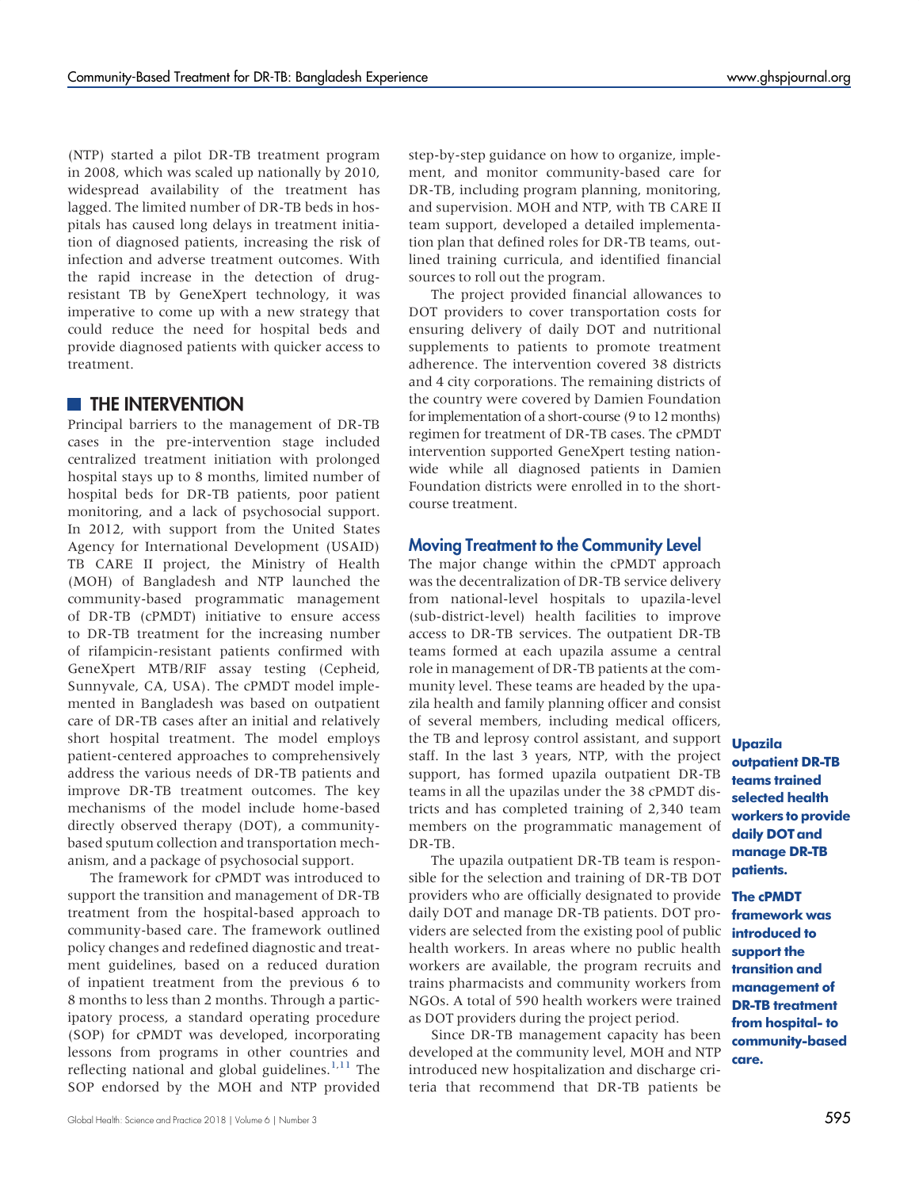(NTP) started a pilot DR-TB treatment program in 2008, which was scaled up nationally by 2010, widespread availability of the treatment has lagged. The limited number of DR-TB beds in hospitals has caused long delays in treatment initiation of diagnosed patients, increasing the risk of infection and adverse treatment outcomes. With the rapid increase in the detection of drug-resistant TB by GeneXpert technology, it was imperative to come up with a new strategy that could reduce the need for hospital beds and provide diagnosed patients with quicker access to treatment.

## THE INTERVENTION

Principal barriers to the management of DR-TB cases in the pre-intervention stage included centralized treatment initiation with prolonged hospital stays up to 8 months, limited number of hospital beds for DR-TB patients, poor patient monitoring, and a lack of psychosocial support. In 2012, with support from the United States Agency for International Development (USAID) TB CARE II project, the Ministry of Health (MOH) of Bangladesh and NTP launched the community-based programmatic management of DR-TB (cPMDT) initiative to ensure access to DR-TB treatment for the increasing number of rifampicin-resistant patients confirmed with GeneXpert MTB/RIF assay testing (Cepheid, Sunnyvale, CA, USA). The cPMDT model implemented in Bangladesh was based on outpatient care of DR-TB cases after an initial and relatively short hospital treatment. The model employs patient-centered approaches to comprehensively address the various needs of DR-TB patients and improve DR-TB treatment outcomes. The key mechanisms of the model include home-based directly observed therapy (DOT), a community-based sputum collection and transportation mechanism, and a package of psychosocial support.

The framework for cPMDT was introduced to support the transition and management of DR-TB treatment from the hospital-based approach to community-based care. The framework outlined policy changes and redefined diagnostic and treatment guidelines, based on a reduced duration of inpatient treatment from the previous 6 to 8 months to less than 2 months. Through a participatory process, a standard operating procedure (SOP) for cPMDT was developed, incorporating lessons from programs in other countries and reflecting national and global guidelines.[1,11] The SOP endorsed by the MOH and NTP provided step-by-step guidance on how to organize, implement, and monitor community-based care for DR-TB, including program planning, monitoring, and supervision. MOH and NTP, with TB CARE II team support, developed a detailed implementation plan that defined roles for DR-TB teams, outlined training curricula, and identified financial sources to roll out the program.

The project provided financial allowances to DOT providers to cover transportation costs for ensuring delivery of daily DOT and nutritional supplements to patients to promote treatment adherence. The intervention covered 38 districts and 4 city corporations. The remaining districts of the country were covered by Damien Foundation for implementation of a short-course (9 to 12 months) regimen for treatment of DR-TB cases. The cPMDT intervention supported GeneXpert testing nationwide while all diagnosed patients in Damien Foundation districts were enrolled in to the short-course treatment.

### Moving Treatment to the Community Level

The major change within the cPMDT approach was the decentralization of DR-TB service delivery from national-level hospitals to upazila-level (sub-district-level) health facilities to improve access to DR-TB services. The outpatient DR-TB teams formed at each upazila assume a central role in management of DR-TB patients at the community level. These teams are headed by the upazila health and family planning officer and consist of several members, including medical officers, the TB and leprosy control assistant, and support staff. In the last 3 years, NTP, with the project support, has formed upazila outpatient DR-TB teams in all the upazilas under the 38 cPMDT districts and has completed training of 2,340 team members on the programmatic management of DR-TB.

**Upazila outpatient DR-TB teams trained selected health workers to provide daily DOT and manage DR-TB patients.**

**The cPMDT framework was introduced to support the transition and management of DR-TB treatment from hospital- to community-based care.**

The upazila outpatient DR-TB team is responsible for the selection and training of DR-TB DOT providers who are officially designated to provide daily DOT and manage DR-TB patients. DOT providers are selected from the existing pool of public health workers. In areas where no public health workers are available, the program recruits and trains pharmacists and community workers from NGOs. A total of 590 health workers were trained as DOT providers during the project period.

Since DR-TB management capacity has been developed at the community level, MOH and NTP introduced new hospitalization and discharge criteria that recommend that DR-TB patients be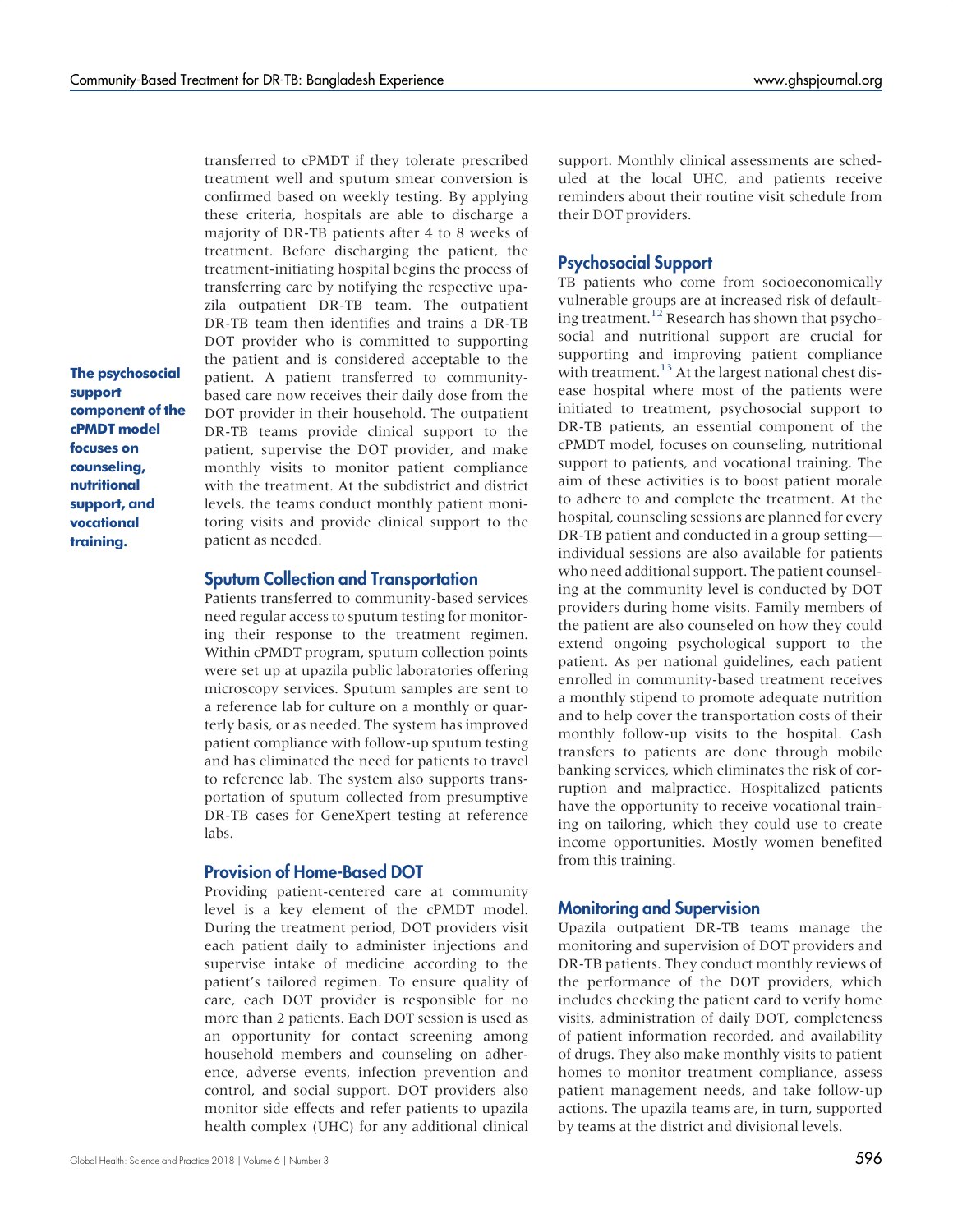transferred to cPMDT if they tolerate prescribed treatment well and sputum smear conversion is confirmed based on weekly testing. By applying these criteria, hospitals are able to discharge a majority of DR-TB patients after 4 to 8 weeks of treatment. Before discharging the patient, the treatment-initiating hospital begins the process of transferring care by notifying the respective upazila outpatient DR-TB team. The outpatient DR-TB team then identifies and trains a DR-TB DOT provider who is committed to supporting the patient and is considered acceptable to the patient. A patient transferred to community-based care now receives their daily dose from the DOT provider in their household. The outpatient DR-TB teams provide clinical support to the patient, supervise the DOT provider, and make monthly visits to monitor patient compliance with the treatment. At the subdistrict and district levels, the teams conduct monthly patient monitoring visits and provide clinical support to the patient as needed.

**The psychosocial support component of the cPMDT model focuses on counseling, nutritional support, and vocational training.**

## Sputum Collection and Transportation

Patients transferred to community-based services need regular access to sputum testing for monitoring their response to the treatment regimen. Within cPMDT program, sputum collection points were set up at upazila public laboratories offering microscopy services. Sputum samples are sent to a reference lab for culture on a monthly or quarterly basis, or as needed. The system has improved patient compliance with follow-up sputum testing and has eliminated the need for patients to travel to reference lab. The system also supports transportation of sputum collected from presumptive DR-TB cases for GeneXpert testing at reference labs.

## Provision of Home-Based DOT

Providing patient-centered care at community level is a key element of the cPMDT model. During the treatment period, DOT providers visit each patient daily to administer injections and supervise intake of medicine according to the patient's tailored regimen. To ensure quality of care, each DOT provider is responsible for no more than 2 patients. Each DOT session is used as an opportunity for contact screening among household members and counseling on adherence, adverse events, infection prevention and control, and social support. DOT providers also monitor side effects and refer patients to upazila health complex (UHC) for any additional clinical support. Monthly clinical assessments are scheduled at the local UHC, and patients receive reminders about their routine visit schedule from their DOT providers.

## Psychosocial Support

TB patients who come from socioeconomically vulnerable groups are at increased risk of defaulting treatment.[12] Research has shown that psychosocial and nutritional support are crucial for supporting and improving patient compliance with treatment.[13] At the largest national chest disease hospital where most of the patients were initiated to treatment, psychosocial support to DR-TB patients, an essential component of the cPMDT model, focuses on counseling, nutritional support to patients, and vocational training. The aim of these activities is to boost patient morale to adhere to and complete the treatment. At the hospital, counseling sessions are planned for every DR-TB patient and conducted in a group setting—individual sessions are also available for patients who need additional support. The patient counseling at the community level is conducted by DOT providers during home visits. Family members of the patient are also counseled on how they could extend ongoing psychological support to the patient. As per national guidelines, each patient enrolled in community-based treatment receives a monthly stipend to promote adequate nutrition and to help cover the transportation costs of their monthly follow-up visits to the hospital. Cash transfers to patients are done through mobile banking services, which eliminates the risk of corruption and malpractice. Hospitalized patients have the opportunity to receive vocational training on tailoring, which they could use to create income opportunities. Mostly women benefited from this training.

## Monitoring and Supervision

Upazila outpatient DR-TB teams manage the monitoring and supervision of DOT providers and DR-TB patients. They conduct monthly reviews of the performance of the DOT providers, which includes checking the patient card to verify home visits, administration of daily DOT, completeness of patient information recorded, and availability of drugs. They also make monthly visits to patient homes to monitor treatment compliance, assess patient management needs, and take follow-up actions. The upazila teams are, in turn, supported by teams at the district and divisional levels.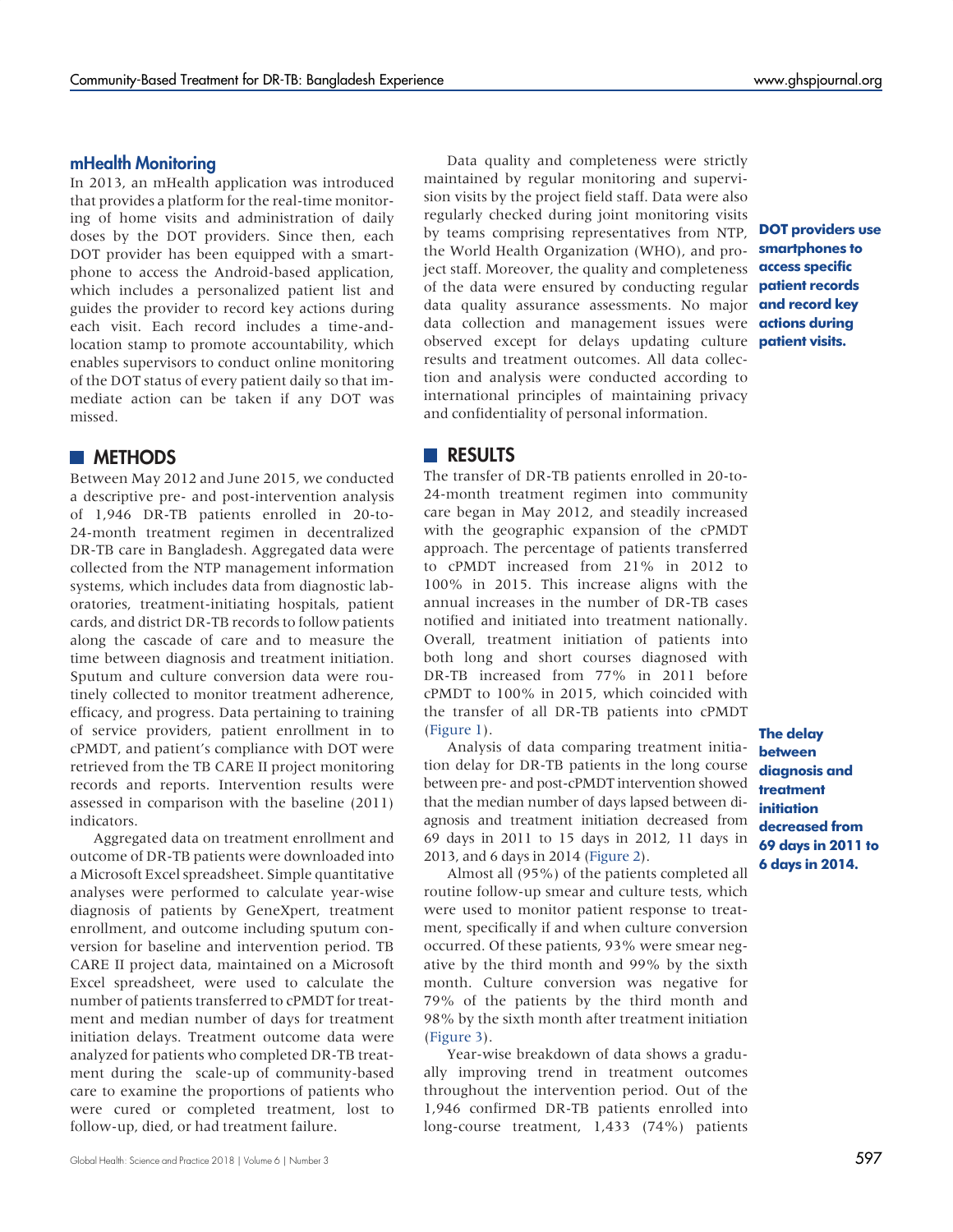### mHealth Monitoring

In 2013, an mHealth application was introduced that provides a platform for the real-time monitoring of home visits and administration of daily doses by the DOT providers. Since then, each DOT provider has been equipped with a smartphone to access the Android-based application, which includes a personalized patient list and guides the provider to record key actions during each visit. Each record includes a time-and-location stamp to promote accountability, which enables supervisors to conduct online monitoring of the DOT status of every patient daily so that immediate action can be taken if any DOT was missed.

Data quality and completeness were strictly maintained by regular monitoring and supervision visits by the project field staff. Data were also regularly checked during joint monitoring visits by teams comprising representatives from NTP, the World Health Organization (WHO), and project staff. Moreover, the quality and completeness of the data were ensured by conducting regular data quality assurance assessments. No major data collection and management issues were observed except for delays updating culture results and treatment outcomes. All data collection and analysis were conducted according to international principles of maintaining privacy and confidentiality of personal information.

**DOT providers use smartphones to access specific patient records and record key actions during patient visits.**

## METHODS

Between May 2012 and June 2015, we conducted a descriptive pre- and post-intervention analysis of 1,946 DR-TB patients enrolled in 20-to-24-month treatment regimen in decentralized DR-TB care in Bangladesh. Aggregated data were collected from the NTP management information systems, which includes data from diagnostic laboratories, treatment-initiating hospitals, patient cards, and district DR-TB records to follow patients along the cascade of care and to measure the time between diagnosis and treatment initiation. Sputum and culture conversion data were routinely collected to monitor treatment adherence, efficacy, and progress. Data pertaining to training of service providers, patient enrollment in to cPMDT, and patient's compliance with DOT were retrieved from the TB CARE II project monitoring records and reports. Intervention results were assessed in comparison with the baseline (2011) indicators.

Aggregated data on treatment enrollment and outcome of DR-TB patients were downloaded into a Microsoft Excel spreadsheet. Simple quantitative analyses were performed to calculate year-wise diagnosis of patients by GeneXpert, treatment enrollment, and outcome including sputum conversion for baseline and intervention period. TB CARE II project data, maintained on a Microsoft Excel spreadsheet, were used to calculate the number of patients transferred to cPMDT for treatment and median number of days for treatment initiation delays. Treatment outcome data were analyzed for patients who completed DR-TB treatment during the scale-up of community-based care to examine the proportions of patients who were cured or completed treatment, lost to follow-up, died, or had treatment failure.

## RESULTS

The transfer of DR-TB patients enrolled in 20-to-24-month treatment regimen into community care began in May 2012, and steadily increased with the geographic expansion of the cPMDT approach. The percentage of patients transferred to cPMDT increased from 21% in 2012 to 100% in 2015. This increase aligns with the annual increases in the number of DR-TB cases notified and initiated into treatment nationally. Overall, treatment initiation of patients into both long and short courses diagnosed with DR-TB increased from 77% in 2011 before cPMDT to 100% in 2015, which coincided with the transfer of all DR-TB patients into cPMDT (Figure 1).

Analysis of data comparing treatment initiation delay for DR-TB patients in the long course between pre- and post-cPMDT intervention showed that the median number of days lapsed between diagnosis and treatment initiation decreased from 69 days in 2011 to 15 days in 2012, 11 days in 2013, and 6 days in 2014 (Figure 2).

**The delay between diagnosis and treatment initiation decreased from 69 days in 2011 to 6 days in 2014.**

Almost all (95%) of the patients completed all routine follow-up smear and culture tests, which were used to monitor patient response to treatment, specifically if and when culture conversion occurred. Of these patients, 93% were smear negative by the third month and 99% by the sixth month. Culture conversion was negative for 79% of the patients by the third month and 98% by the sixth month after treatment initiation (Figure 3).

Year-wise breakdown of data shows a gradually improving trend in treatment outcomes throughout the intervention period. Out of the 1,946 confirmed DR-TB patients enrolled into long-course treatment, 1,433 (74%) patients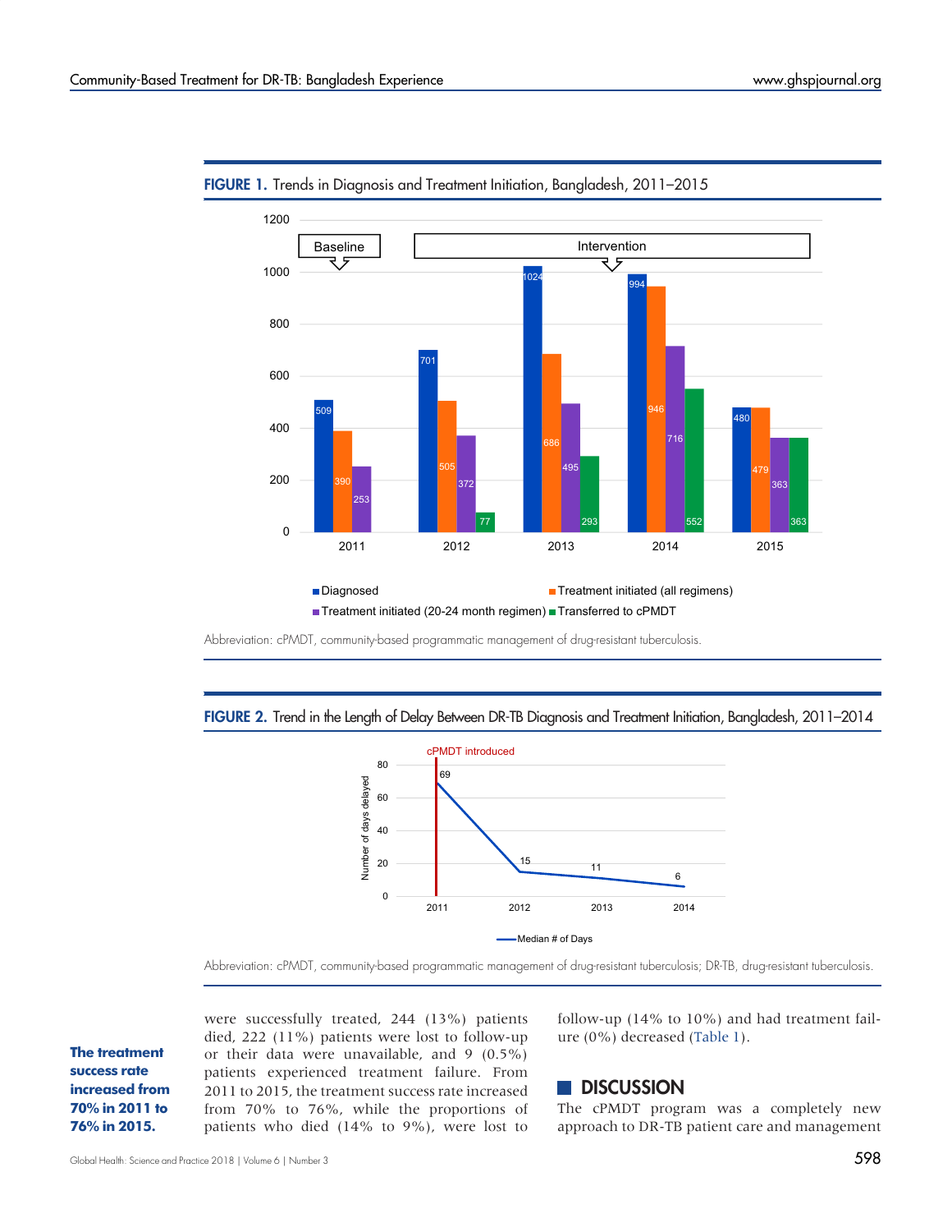**FIGURE 1.** Trends in Diagnosis and Treatment Initiation, Bangladesh, 2011–2015

| Year | Diagnosed | Treatment initiated (all regimens) | Treatment initiated (20-24 month regimen) | Transferred to cPMDT |
|---|---|---|---|---|
| 2011 (Baseline) | 509 | 390 | 253 | |
| 2012 (Intervention) | 701 | 505 | 372 | 77 |
| 2013 (Intervention) | 1024 | 686 | 495 | 293 |
| 2014 (Intervention) | 994 | 946 | 716 | 552 |
| 2015 (Intervention) | 480 | 479 | 363 | 363 |

Abbreviation: cPMDT, community-based programmatic management of drug-resistant tuberculosis.

**FIGURE 2.** Trend in the Length of Delay Between DR-TB Diagnosis and Treatment Initiation, Bangladesh, 2011–2014

| Year | Median # of Days |
|---|---|
| 2011 (cPMDT introduced) | 69 |
| 2012 | 15 |
| 2013 | 11 |
| 2014 | 6 |

Abbreviation: cPMDT, community-based programmatic management of drug-resistant tuberculosis; DR-TB, drug-resistant tuberculosis.

were successfully treated, 244 (13%) patients died, 222 (11%) patients were lost to follow-up or their data were unavailable, and 9 (0.5%) patients experienced treatment failure. From 2011 to 2015, the treatment success rate increased from 70% to 76%, while the proportions of patients who died (14% to 9%), were lost to follow-up (14% to 10%) and had treatment failure (0%) decreased (Table 1).

**The treatment success rate increased from 70% in 2011 to 76% in 2015.**

## DISCUSSION

The cPMDT program was a completely new approach to DR-TB patient care and management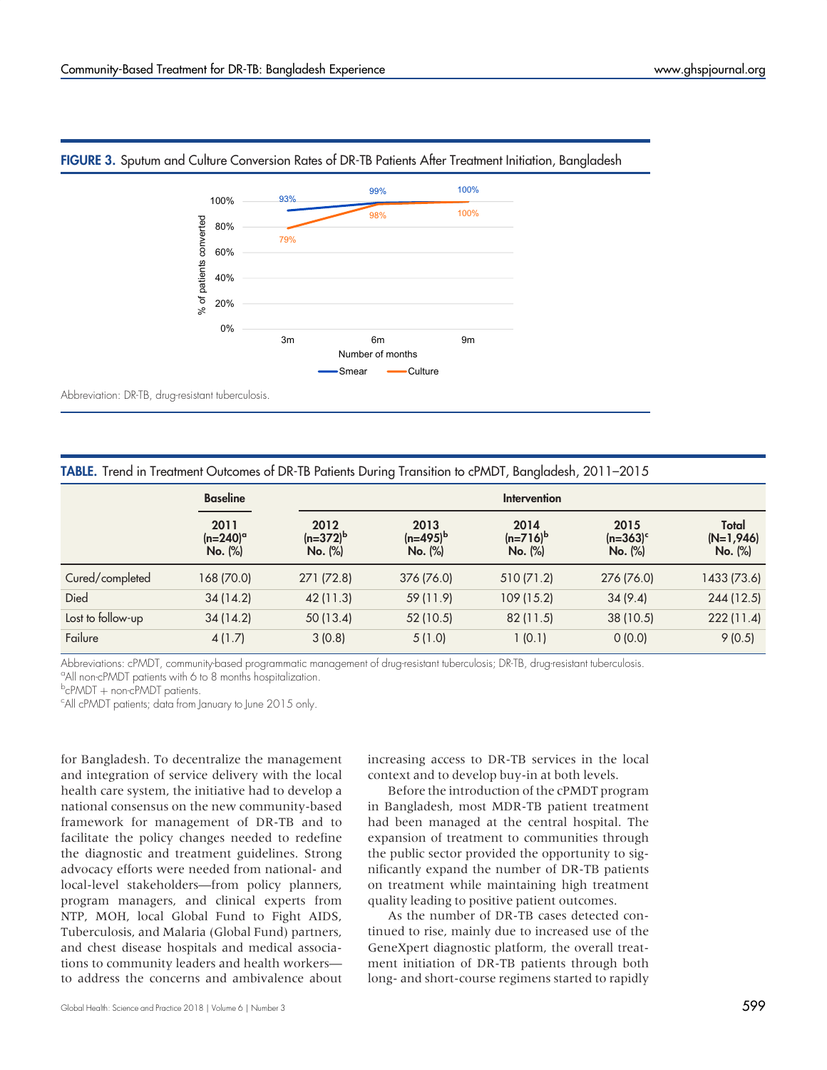**FIGURE 3.** Sputum and Culture Conversion Rates of DR-TB Patients After Treatment Initiation, Bangladesh

Abbreviation: DR-TB, drug-resistant tuberculosis.

**TABLE.** Trend in Treatment Outcomes of DR-TB Patients During Transition to cPMDT, Bangladesh, 2011–2015

| | Baseline | Intervention | | | | |
|---|---|---|---|---|---|---|
| | 2011 (n=240)[a] No. (%) | 2012 (n=372)[b] No. (%) | 2013 (n=495)[b] No. (%) | 2014 (n=716)[b] No. (%) | 2015 (n=363)[c] No. (%) | Total (N=1,946) No. (%) |
| Cured/completed | 168 (70.0) | 271 (72.8) | 376 (76.0) | 510 (71.2) | 276 (76.0) | 1433 (73.6) |
| Died | 34 (14.2) | 42 (11.3) | 59 (11.9) | 109 (15.2) | 34 (9.4) | 244 (12.5) |
| Lost to follow-up | 34 (14.2) | 50 (13.4) | 52 (10.5) | 82 (11.5) | 38 (10.5) | 222 (11.4) |
| Failure | 4 (1.7) | 3 (0.8) | 5 (1.0) | 1 (0.1) | 0 (0.0) | 9 (0.5) |

Abbreviations: cPMDT, community-based programmatic management of drug-resistant tuberculosis; DR-TB, drug-resistant tuberculosis.
[a]All non-cPMDT patients with 6 to 8 months hospitalization.
[b]cPMDT + non-cPMDT patients.
[c]All cPMDT patients; data from January to June 2015 only.

for Bangladesh. To decentralize the management and integration of service delivery with the local health care system, the initiative had to develop a national consensus on the new community-based framework for management of DR-TB and to facilitate the policy changes needed to redefine the diagnostic and treatment guidelines. Strong advocacy efforts were needed from national- and local-level stakeholders—from policy planners, program managers, and clinical experts from NTP, MOH, local Global Fund to Fight AIDS, Tuberculosis, and Malaria (Global Fund) partners, and chest disease hospitals and medical associations to community leaders and health workers—to address the concerns and ambivalence about increasing access to DR-TB services in the local context and to develop buy-in at both levels.

Before the introduction of the cPMDT program in Bangladesh, most MDR-TB patient treatment had been managed at the central hospital. The expansion of treatment to communities through the public sector provided the opportunity to significantly expand the number of DR-TB patients on treatment while maintaining high treatment quality leading to positive patient outcomes.

As the number of DR-TB cases detected continued to rise, mainly due to increased use of the GeneXpert diagnostic platform, the overall treatment initiation of DR-TB patients through both long- and short-course regimens started to rapidly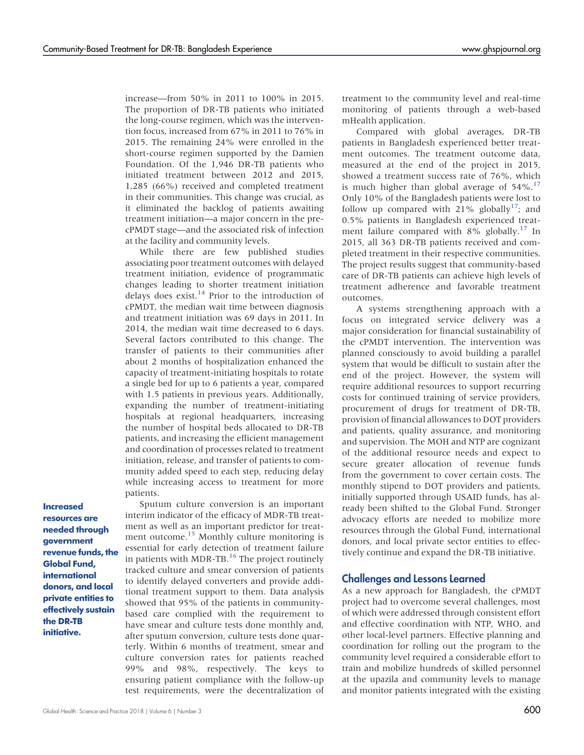increase—from 50% in 2011 to 100% in 2015. The proportion of DR-TB patients who initiated the long-course regimen, which was the intervention focus, increased from 67% in 2011 to 76% in 2015. The remaining 24% were enrolled in the short-course regimen supported by the Damien Foundation. Of the 1,946 DR-TB patients who initiated treatment between 2012 and 2015, 1,285 (66%) received and completed treatment in their communities. This change was crucial, as it eliminated the backlog of patients awaiting treatment initiation—a major concern in the pre-cPMDT stage—and the associated risk of infection at the facility and community levels.

While there are few published studies associating poor treatment outcomes with delayed treatment initiation, evidence of programmatic changes leading to shorter treatment initiation delays does exist.[14] Prior to the introduction of cPMDT, the median wait time between diagnosis and treatment initiation was 69 days in 2011. In 2014, the median wait time decreased to 6 days. Several factors contributed to this change. The transfer of patients to their communities after about 2 months of hospitalization enhanced the capacity of treatment-initiating hospitals to rotate a single bed for up to 6 patients a year, compared with 1.5 patients in previous years. Additionally, expanding the number of treatment-initiating hospitals at regional headquarters, increasing the number of hospital beds allocated to DR-TB patients, and increasing the efficient management and coordination of processes related to treatment initiation, release, and transfer of patients to community added speed to each step, reducing delay while increasing access to treatment for more patients.

**Increased resources are needed through government revenue funds, the Global Fund, international donors, and local private entities to effectively sustain the DR-TB initiative.**

Sputum culture conversion is an important interim indicator of the efficacy of MDR-TB treatment as well as an important predictor for treatment outcome.[15] Monthly culture monitoring is essential for early detection of treatment failure in patients with MDR-TB.[16] The project routinely tracked culture and smear conversion of patients to identify delayed converters and provide additional treatment support to them. Data analysis showed that 95% of the patients in community-based care complied with the requirement to have smear and culture tests done monthly and, after sputum conversion, culture tests done quarterly. Within 6 months of treatment, smear and culture conversion rates for patients reached 99% and 98%, respectively. The keys to ensuring patient compliance with the follow-up test requirements, were the decentralization of treatment to the community level and real-time monitoring of patients through a web-based mHealth application.

Compared with global averages, DR-TB patients in Bangladesh experienced better treatment outcomes. The treatment outcome data, measured at the end of the project in 2015, showed a treatment success rate of 76%, which is much higher than global average of 54%.[17] Only 10% of the Bangladesh patients were lost to follow up compared with 21% globally[17]; and 0.5% patients in Bangladesh experienced treatment failure compared with 8% globally.[17] In 2015, all 363 DR-TB patients received and completed treatment in their respective communities. The project results suggest that community-based care of DR-TB patients can achieve high levels of treatment adherence and favorable treatment outcomes.

A systems strengthening approach with a focus on integrated service delivery was a major consideration for financial sustainability of the cPMDT intervention. The intervention was planned consciously to avoid building a parallel system that would be difficult to sustain after the end of the project. However, the system will require additional resources to support recurring costs for continued training of service providers, procurement of drugs for treatment of DR-TB, provision of financial allowances to DOT providers and patients, quality assurance, and monitoring and supervision. The MOH and NTP are cognizant of the additional resource needs and expect to secure greater allocation of revenue funds from the government to cover certain costs. The monthly stipend to DOT providers and patients, initially supported through USAID funds, has already been shifted to the Global Fund. Stronger advocacy efforts are needed to mobilize more resources through the Global Fund, international donors, and local private sector entities to effectively continue and expand the DR-TB initiative.

## Challenges and Lessons Learned

As a new approach for Bangladesh, the cPMDT project had to overcome several challenges, most of which were addressed through consistent effort and effective coordination with NTP, WHO, and other local-level partners. Effective planning and coordination for rolling out the program to the community level required a considerable effort to train and mobilize hundreds of skilled personnel at the upazila and community levels to manage and monitor patients integrated with the existing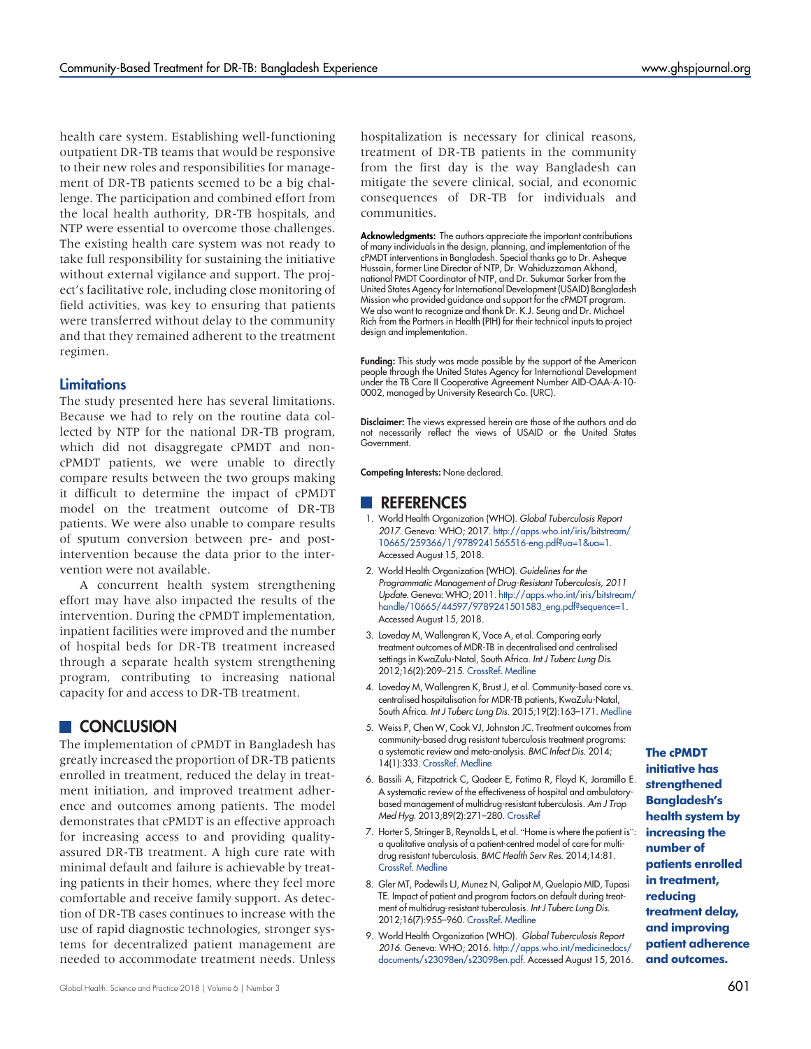health care system. Establishing well-functioning outpatient DR-TB teams that would be responsive to their new roles and responsibilities for management of DR-TB patients seemed to be a big challenge. The participation and combined effort from the local health authority, DR-TB hospitals, and NTP were essential to overcome those challenges. The existing health care system was not ready to take full responsibility for sustaining the initiative without external vigilance and support. The project's facilitative role, including close monitoring of field activities, was key to ensuring that patients were transferred without delay to the community and that they remained adherent to the treatment regimen.

### Limitations

The study presented here has several limitations. Because we had to rely on the routine data collected by NTP for the national DR-TB program, which did not disaggregate cPMDT and non-cPMDT patients, we were unable to directly compare results between the two groups making it difficult to determine the impact of cPMDT model on the treatment outcome of DR-TB patients. We were also unable to compare results of sputum conversion between pre- and post-intervention because the data prior to the intervention were not available.

A concurrent health system strengthening effort may have also impacted the results of the intervention. During the cPMDT implementation, inpatient facilities were improved and the number of hospital beds for DR-TB treatment increased through a separate health system strengthening program, contributing to increasing national capacity for and access to DR-TB treatment.

## CONCLUSION

The implementation of cPMDT in Bangladesh has greatly increased the proportion of DR-TB patients enrolled in treatment, reduced the delay in treatment initiation, and improved treatment adherence and outcomes among patients. The model demonstrates that cPMDT is an effective approach for increasing access to and providing quality-assured DR-TB treatment. A high cure rate with minimal default and failure is achievable by treating patients in their homes, where they feel more comfortable and receive family support. As detection of DR-TB cases continues to increase with the use of rapid diagnostic technologies, stronger systems for decentralized patient management are needed to accommodate treatment needs. Unless hospitalization is necessary for clinical reasons, treatment of DR-TB patients in the community from the first day is the way Bangladesh can mitigate the severe clinical, social, and economic consequences of DR-TB for individuals and communities.

**The cPMDT initiative has strengthened Bangladesh's health system by increasing the number of patients enrolled in treatment, reducing treatment delay, and improving patient adherence and outcomes.**

**Acknowledgments:** The authors appreciate the important contributions of many individuals in the design, planning, and implementation of the cPMDT interventions in Bangladesh. Special thanks go to Dr. Asheque Hussain, former Line Director of NTP, Dr. Wahiduzzaman Akhand, national PMDT Coordinator of NTP, and Dr. Sukumar Sarker from the United States Agency for International Development (USAID) Bangladesh Mission who provided guidance and support for the cPMDT program. We also want to recognize and thank Dr. K.J. Seung and Dr. Michael Rich from the Partners in Health (PIH) for their technical inputs to project design and implementation.

**Funding:** This study was made possible by the support of the American people through the United States Agency for International Development under the TB Care II Cooperative Agreement Number AID-OAA-A-10-0002, managed by University Research Co. (URC).

**Disclaimer:** The views expressed herein are those of the authors and do not necessarily reflect the views of USAID or the United States Government.

**Competing Interests:** None declared.

## REFERENCES

1. World Health Organization (WHO). *Global Tuberculosis Report 2017*. Geneva: WHO; 2017. http://apps.who.int/iris/bitstream/10665/259366/1/9789241565516-eng.pdf?ua=1&ua=1. Accessed August 15, 2018.
2. World Health Organization (WHO). *Guidelines for the Programmatic Management of Drug-Resistant Tuberculosis, 2011 Update*. Geneva: WHO; 2011. http://apps.who.int/iris/bitstream/handle/10665/44597/9789241501583_eng.pdf?sequence=1. Accessed August 15, 2018.
3. Loveday M, Wallengren K, Voce A, et al. Comparing early treatment outcomes of MDR-TB in decentralised and centralised settings in KwaZulu-Natal, South Africa. *Int J Tuberc Lung Dis*. 2012;16(2):209–215. CrossRef. Medline
4. Loveday M, Wallengren K, Brust J, et al. Community-based care vs. centralised hospitalisation for MDR-TB patients, KwaZulu-Natal, South Africa. *Int J Tuberc Lung Dis*. 2015;19(2):163–171. Medline
5. Weiss P, Chen W, Cook VJ, Johnston JC. Treatment outcomes from community-based drug resistant tuberculosis treatment programs: a systematic review and meta-analysis. *BMC Infect Dis*. 2014; 14(1):333. CrossRef. Medline
6. Bassili A, Fitzpatrick C, Qadeer E, Fatima R, Floyd K, Jaramillo E. A systematic review of the effectiveness of hospital and ambulatory-based management of multidrug-resistant tuberculosis. *Am J Trop Med Hyg*. 2013;89(2):271–280. CrossRef
7. Horter S, Stringer B, Reynolds L, et al. "Home is where the patient is": a qualitative analysis of a patient-centred model of care for multi-drug resistant tuberculosis. *BMC Health Serv Res*. 2014;14:81. CrossRef. Medline
8. Gler MT, Podewils LJ, Munez N, Galipot M, Quelapio MID, Tupasi TE. Impact of patient and program factors on default during treatment of multidrug-resistant tuberculosis. *Int J Tuberc Lung Dis*. 2012;16(7):955–960. CrossRef. Medline
9. World Health Organization (WHO). *Global Tuberculosis Report 2016*. Geneva: WHO; 2016. http://apps.who.int/medicinedocs/documents/s23098en/s23098en.pdf. Accessed August 15, 2016.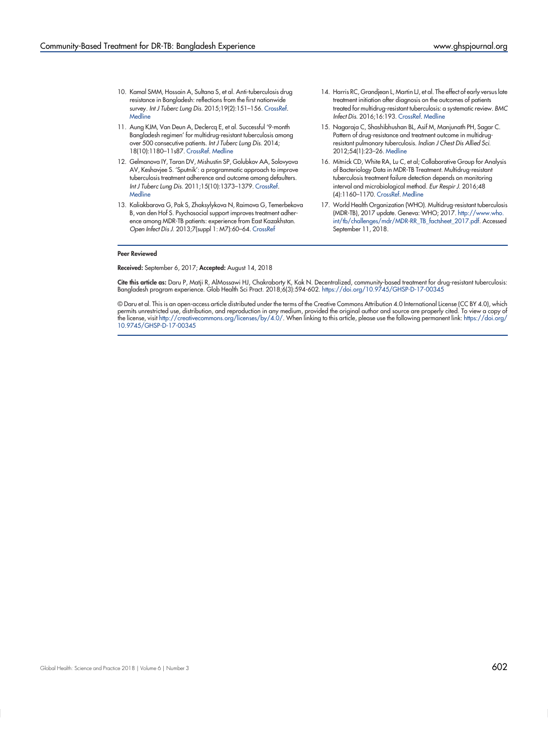10. Kamal SMM, Hossain A, Sultana S, et al. Anti-tuberculosis drug resistance in Bangladesh: reflections from the first nationwide survey. *Int J Tuberc Lung Dis.* 2015;19(2):151–156. CrossRef. Medline
11. Aung KJM, Van Deun A, Declercq E, et al. Successful '9-month Bangladesh regimen' for multidrug-resistant tuberculosis among over 500 consecutive patients. *Int J Tuberc Lung Dis.* 2014; 18(10):1180–11s87. CrossRef. Medline
12. Gelmanova IY, Taran DV, Mishustin SP, Golubkov AA, Solovyova AV, Keshavjee S. 'Sputnik': a programmatic approach to improve tuberculosis treatment adherence and outcome among defaulters. *Int J Tuberc Lung Dis.* 2011;15(10):1373–1379. CrossRef. Medline
13. Kaliakbarova G, Pak S, Zhaksylykova N, Raimova G, Temerbekova B, van den Hof S. Psychosocial support improves treatment adherence among MDR-TB patients: experience from East Kazakhstan. *Open Infect Dis J.* 2013;7(suppl 1: M7):60–64. CrossRef
14. Harris RC, Grandjean L, Martin LJ, et al. The effect of early versus late treatment initiation after diagnosis on the outcomes of patients treated for multidrug-resistant tuberculosis: a systematic review. *BMC Infect Dis.* 2016;16:193. CrossRef. Medline
15. Nagaraja C, Shashibhushan BL, Asif M, Manjunath PH, Sagar C. Pattern of drug-resistance and treatment outcome in multidrug-resistant pulmonary tuberculosis. *Indian J Chest Dis Allied Sci.* 2012;54(1):23–26. Medline
16. Mitnick CD, White RA, Lu C, et al; Collaborative Group for Analysis of Bacteriology Data in MDR-TB Treatment. Multidrug-resistant tuberculosis treatment failure detection depends on monitoring interval and microbiological method. *Eur Respir J.* 2016;48 (4):1160–1170. CrossRef. Medline
17. World Health Organization (WHO). Multidrug-resistant tuberculosis (MDR-TB), 2017 update. Geneva: WHO; 2017. http://www.who.int/tb/challenges/mdr/MDR-RR_TB_factsheet_2017.pdf. Accessed September 11, 2018.

**Peer Reviewed**

**Received:** September 6, 2017; **Accepted:** August 14, 2018

**Cite this article as:** Daru P, Matji R, AlMossawi HJ, Chakraborty K, Kak N. Decentralized, community-based treatment for drug-resistant tuberculosis: Bangladesh program experience. Glob Health Sci Pract. 2018;6(3):594-602. https://doi.org/10.9745/GHSP-D-17-00345

© Daru et al. This is an open-access article distributed under the terms of the Creative Commons Attribution 4.0 International License (CC BY 4.0), which permits unrestricted use, distribution, and reproduction in any medium, provided the original author and source are properly cited. To view a copy of the license, visit http://creativecommons.org/licenses/by/4.0/. When linking to this article, please use the following permanent link: https://doi.org/10.9745/GHSP-D-17-00345